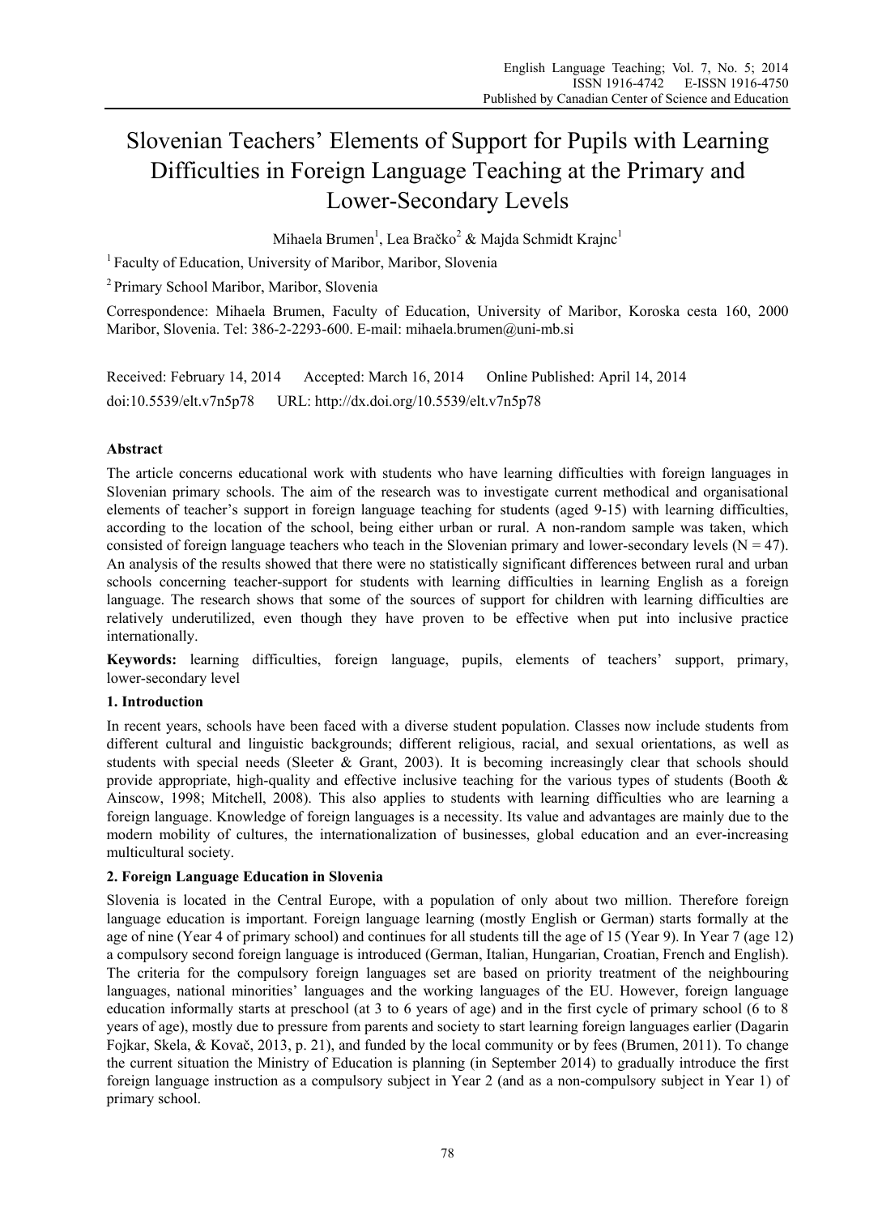# Slovenian Teachers' Elements of Support for Pupils with Learning Difficulties in Foreign Language Teaching at the Primary and Lower-Secondary Levels

Mihaela Brumen[1], Lea Bračko[2] & Majda Schmidt Krajnc[1]

[1] Faculty of Education, University of Maribor, Maribor, Slovenia

[2] Primary School Maribor, Maribor, Slovenia

Correspondence: Mihaela Brumen, Faculty of Education, University of Maribor, Koroska cesta 160, 2000 Maribor, Slovenia. Tel: 386-2-2293-600. E-mail: mihaela.brumen@uni-mb.si

Received: February 14, 2014 Accepted: March 16, 2014 Online Published: April 14, 2014

doi:10.5539/elt.v7n5p78 URL: http://dx.doi.org/10.5539/elt.v7n5p78

**Abstract**

The article concerns educational work with students who have learning difficulties with foreign languages in Slovenian primary schools. The aim of the research was to investigate current methodical and organisational elements of teacher's support in foreign language teaching for students (aged 9-15) with learning difficulties, according to the location of the school, being either urban or rural. A non-random sample was taken, which consisted of foreign language teachers who teach in the Slovenian primary and lower-secondary levels (N = 47). An analysis of the results showed that there were no statistically significant differences between rural and urban schools concerning teacher-support for students with learning difficulties in learning English as a foreign language. The research shows that some of the sources of support for children with learning difficulties are relatively underutilized, even though they have proven to be effective when put into inclusive practice internationally.

**Keywords:** learning difficulties, foreign language, pupils, elements of teachers' support, primary, lower-secondary level

## 1. Introduction

In recent years, schools have been faced with a diverse student population. Classes now include students from different cultural and linguistic backgrounds; different religious, racial, and sexual orientations, as well as students with special needs (Sleeter & Grant, 2003). It is becoming increasingly clear that schools should provide appropriate, high-quality and effective inclusive teaching for the various types of students (Booth & Ainscow, 1998; Mitchell, 2008). This also applies to students with learning difficulties who are learning a foreign language. Knowledge of foreign languages is a necessity. Its value and advantages are mainly due to the modern mobility of cultures, the internationalization of businesses, global education and an ever-increasing multicultural society.

## 2. Foreign Language Education in Slovenia

Slovenia is located in the Central Europe, with a population of only about two million. Therefore foreign language education is important. Foreign language learning (mostly English or German) starts formally at the age of nine (Year 4 of primary school) and continues for all students till the age of 15 (Year 9). In Year 7 (age 12) a compulsory second foreign language is introduced (German, Italian, Hungarian, Croatian, French and English). The criteria for the compulsory foreign languages set are based on priority treatment of the neighbouring languages, national minorities' languages and the working languages of the EU. However, foreign language education informally starts at preschool (at 3 to 6 years of age) and in the first cycle of primary school (6 to 8 years of age), mostly due to pressure from parents and society to start learning foreign languages earlier (Dagarin Fojkar, Skela, & Kovač, 2013, p. 21), and funded by the local community or by fees (Brumen, 2011). To change the current situation the Ministry of Education is planning (in September 2014) to gradually introduce the first foreign language instruction as a compulsory subject in Year 2 (and as a non-compulsory subject in Year 1) of primary school.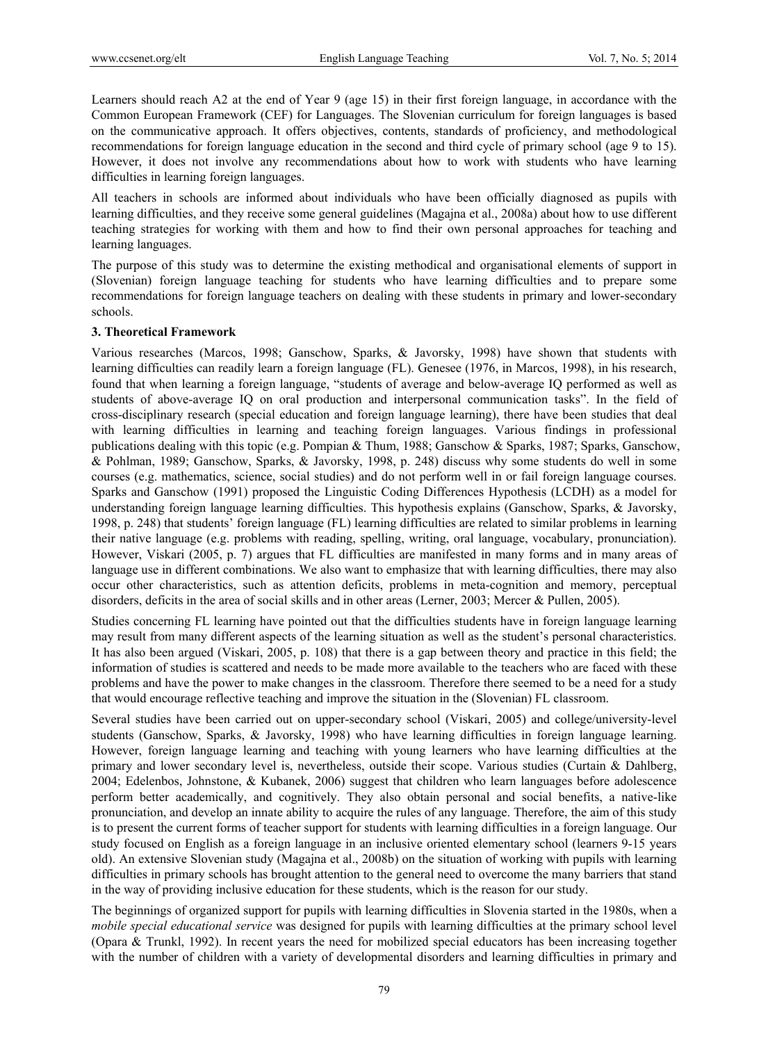Learners should reach A2 at the end of Year 9 (age 15) in their first foreign language, in accordance with the Common European Framework (CEF) for Languages. The Slovenian curriculum for foreign languages is based on the communicative approach. It offers objectives, contents, standards of proficiency, and methodological recommendations for foreign language education in the second and third cycle of primary school (age 9 to 15). However, it does not involve any recommendations about how to work with students who have learning difficulties in learning foreign languages.

All teachers in schools are informed about individuals who have been officially diagnosed as pupils with learning difficulties, and they receive some general guidelines (Magajna et al., 2008a) about how to use different teaching strategies for working with them and how to find their own personal approaches for teaching and learning languages.

The purpose of this study was to determine the existing methodical and organisational elements of support in (Slovenian) foreign language teaching for students who have learning difficulties and to prepare some recommendations for foreign language teachers on dealing with these students in primary and lower-secondary schools.

### 3. Theoretical Framework

Various researches (Marcos, 1998; Ganschow, Sparks, & Javorsky, 1998) have shown that students with learning difficulties can readily learn a foreign language (FL). Genesee (1976, in Marcos, 1998), in his research, found that when learning a foreign language, "students of average and below-average IQ performed as well as students of above-average IQ on oral production and interpersonal communication tasks". In the field of cross-disciplinary research (special education and foreign language learning), there have been studies that deal with learning difficulties in learning and teaching foreign languages. Various findings in professional publications dealing with this topic (e.g. Pompian & Thum, 1988; Ganschow & Sparks, 1987; Sparks, Ganschow, & Pohlman, 1989; Ganschow, Sparks, & Javorsky, 1998, p. 248) discuss why some students do well in some courses (e.g. mathematics, science, social studies) and do not perform well in or fail foreign language courses. Sparks and Ganschow (1991) proposed the Linguistic Coding Differences Hypothesis (LCDH) as a model for understanding foreign language learning difficulties. This hypothesis explains (Ganschow, Sparks, & Javorsky, 1998, p. 248) that students' foreign language (FL) learning difficulties are related to similar problems in learning their native language (e.g. problems with reading, spelling, writing, oral language, vocabulary, pronunciation). However, Viskari (2005, p. 7) argues that FL difficulties are manifested in many forms and in many areas of language use in different combinations. We also want to emphasize that with learning difficulties, there may also occur other characteristics, such as attention deficits, problems in meta-cognition and memory, perceptual disorders, deficits in the area of social skills and in other areas (Lerner, 2003; Mercer & Pullen, 2005).

Studies concerning FL learning have pointed out that the difficulties students have in foreign language learning may result from many different aspects of the learning situation as well as the student's personal characteristics. It has also been argued (Viskari, 2005, p. 108) that there is a gap between theory and practice in this field; the information of studies is scattered and needs to be made more available to the teachers who are faced with these problems and have the power to make changes in the classroom. Therefore there seemed to be a need for a study that would encourage reflective teaching and improve the situation in the (Slovenian) FL classroom.

Several studies have been carried out on upper-secondary school (Viskari, 2005) and college/university-level students (Ganschow, Sparks, & Javorsky, 1998) who have learning difficulties in foreign language learning. However, foreign language learning and teaching with young learners who have learning difficulties at the primary and lower secondary level is, nevertheless, outside their scope. Various studies (Curtain & Dahlberg, 2004; Edelenbos, Johnstone, & Kubanek, 2006) suggest that children who learn languages before adolescence perform better academically, and cognitively. They also obtain personal and social benefits, a native-like pronunciation, and develop an innate ability to acquire the rules of any language. Therefore, the aim of this study is to present the current forms of teacher support for students with learning difficulties in a foreign language. Our study focused on English as a foreign language in an inclusive oriented elementary school (learners 9-15 years old). An extensive Slovenian study (Magajna et al., 2008b) on the situation of working with pupils with learning difficulties in primary schools has brought attention to the general need to overcome the many barriers that stand in the way of providing inclusive education for these students, which is the reason for our study.

The beginnings of organized support for pupils with learning difficulties in Slovenia started in the 1980s, when a *mobile special educational service* was designed for pupils with learning difficulties at the primary school level (Opara & Trunkl, 1992). In recent years the need for mobilized special educators has been increasing together with the number of children with a variety of developmental disorders and learning difficulties in primary and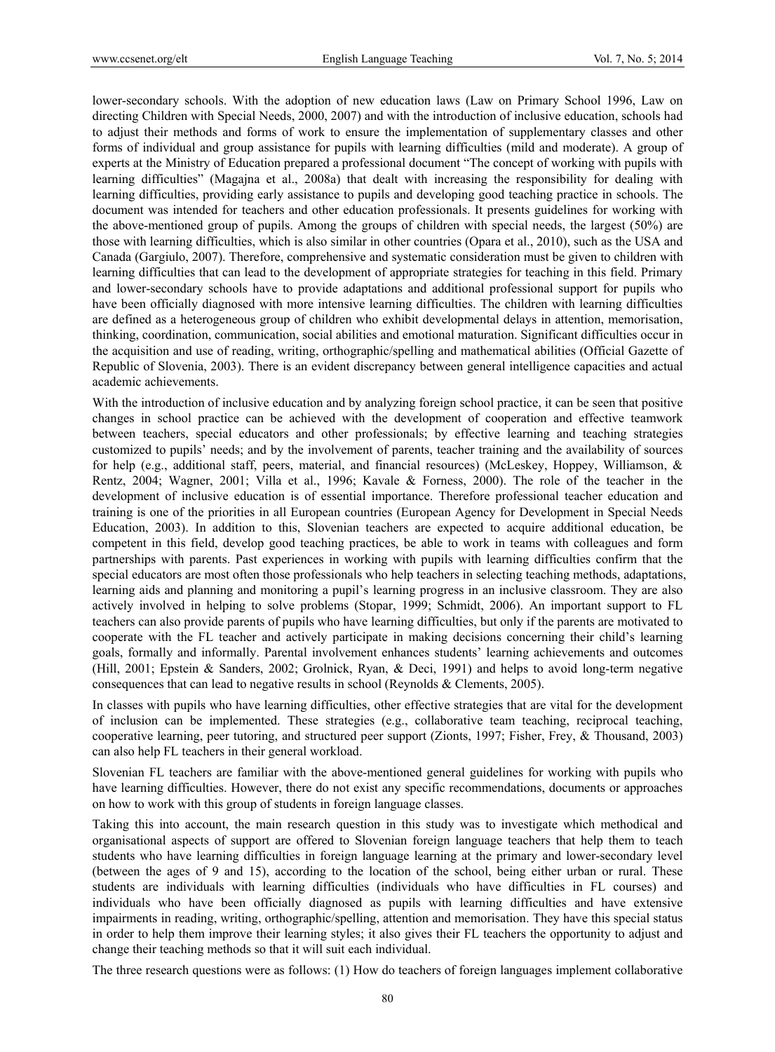lower-secondary schools. With the adoption of new education laws (Law on Primary School 1996, Law on directing Children with Special Needs, 2000, 2007) and with the introduction of inclusive education, schools had to adjust their methods and forms of work to ensure the implementation of supplementary classes and other forms of individual and group assistance for pupils with learning difficulties (mild and moderate). A group of experts at the Ministry of Education prepared a professional document "The concept of working with pupils with learning difficulties" (Magajna et al., 2008a) that dealt with increasing the responsibility for dealing with learning difficulties, providing early assistance to pupils and developing good teaching practice in schools. The document was intended for teachers and other education professionals. It presents guidelines for working with the above-mentioned group of pupils. Among the groups of children with special needs, the largest (50%) are those with learning difficulties, which is also similar in other countries (Opara et al., 2010), such as the USA and Canada (Gargiulo, 2007). Therefore, comprehensive and systematic consideration must be given to children with learning difficulties that can lead to the development of appropriate strategies for teaching in this field. Primary and lower-secondary schools have to provide adaptations and additional professional support for pupils who have been officially diagnosed with more intensive learning difficulties. The children with learning difficulties are defined as a heterogeneous group of children who exhibit developmental delays in attention, memorisation, thinking, coordination, communication, social abilities and emotional maturation. Significant difficulties occur in the acquisition and use of reading, writing, orthographic/spelling and mathematical abilities (Official Gazette of Republic of Slovenia, 2003). There is an evident discrepancy between general intelligence capacities and actual academic achievements.

With the introduction of inclusive education and by analyzing foreign school practice, it can be seen that positive changes in school practice can be achieved with the development of cooperation and effective teamwork between teachers, special educators and other professionals; by effective learning and teaching strategies customized to pupils' needs; and by the involvement of parents, teacher training and the availability of sources for help (e.g., additional staff, peers, material, and financial resources) (McLeskey, Hoppey, Williamson, & Rentz, 2004; Wagner, 2001; Villa et al., 1996; Kavale & Forness, 2000). The role of the teacher in the development of inclusive education is of essential importance. Therefore professional teacher education and training is one of the priorities in all European countries (European Agency for Development in Special Needs Education, 2003). In addition to this, Slovenian teachers are expected to acquire additional education, be competent in this field, develop good teaching practices, be able to work in teams with colleagues and form partnerships with parents. Past experiences in working with pupils with learning difficulties confirm that the special educators are most often those professionals who help teachers in selecting teaching methods, adaptations, learning aids and planning and monitoring a pupil's learning progress in an inclusive classroom. They are also actively involved in helping to solve problems (Stopar, 1999; Schmidt, 2006). An important support to FL teachers can also provide parents of pupils who have learning difficulties, but only if the parents are motivated to cooperate with the FL teacher and actively participate in making decisions concerning their child's learning goals, formally and informally. Parental involvement enhances students' learning achievements and outcomes (Hill, 2001; Epstein & Sanders, 2002; Grolnick, Ryan, & Deci, 1991) and helps to avoid long-term negative consequences that can lead to negative results in school (Reynolds & Clements, 2005).

In classes with pupils who have learning difficulties, other effective strategies that are vital for the development of inclusion can be implemented. These strategies (e.g., collaborative team teaching, reciprocal teaching, cooperative learning, peer tutoring, and structured peer support (Zionts, 1997; Fisher, Frey, & Thousand, 2003) can also help FL teachers in their general workload.

Slovenian FL teachers are familiar with the above-mentioned general guidelines for working with pupils who have learning difficulties. However, there do not exist any specific recommendations, documents or approaches on how to work with this group of students in foreign language classes.

Taking this into account, the main research question in this study was to investigate which methodical and organisational aspects of support are offered to Slovenian foreign language teachers that help them to teach students who have learning difficulties in foreign language learning at the primary and lower-secondary level (between the ages of 9 and 15), according to the location of the school, being either urban or rural. These students are individuals with learning difficulties (individuals who have difficulties in FL courses) and individuals who have been officially diagnosed as pupils with learning difficulties and have extensive impairments in reading, writing, orthographic/spelling, attention and memorisation. They have this special status in order to help them improve their learning styles; it also gives their FL teachers the opportunity to adjust and change their teaching methods so that it will suit each individual.

The three research questions were as follows: (1) How do teachers of foreign languages implement collaborative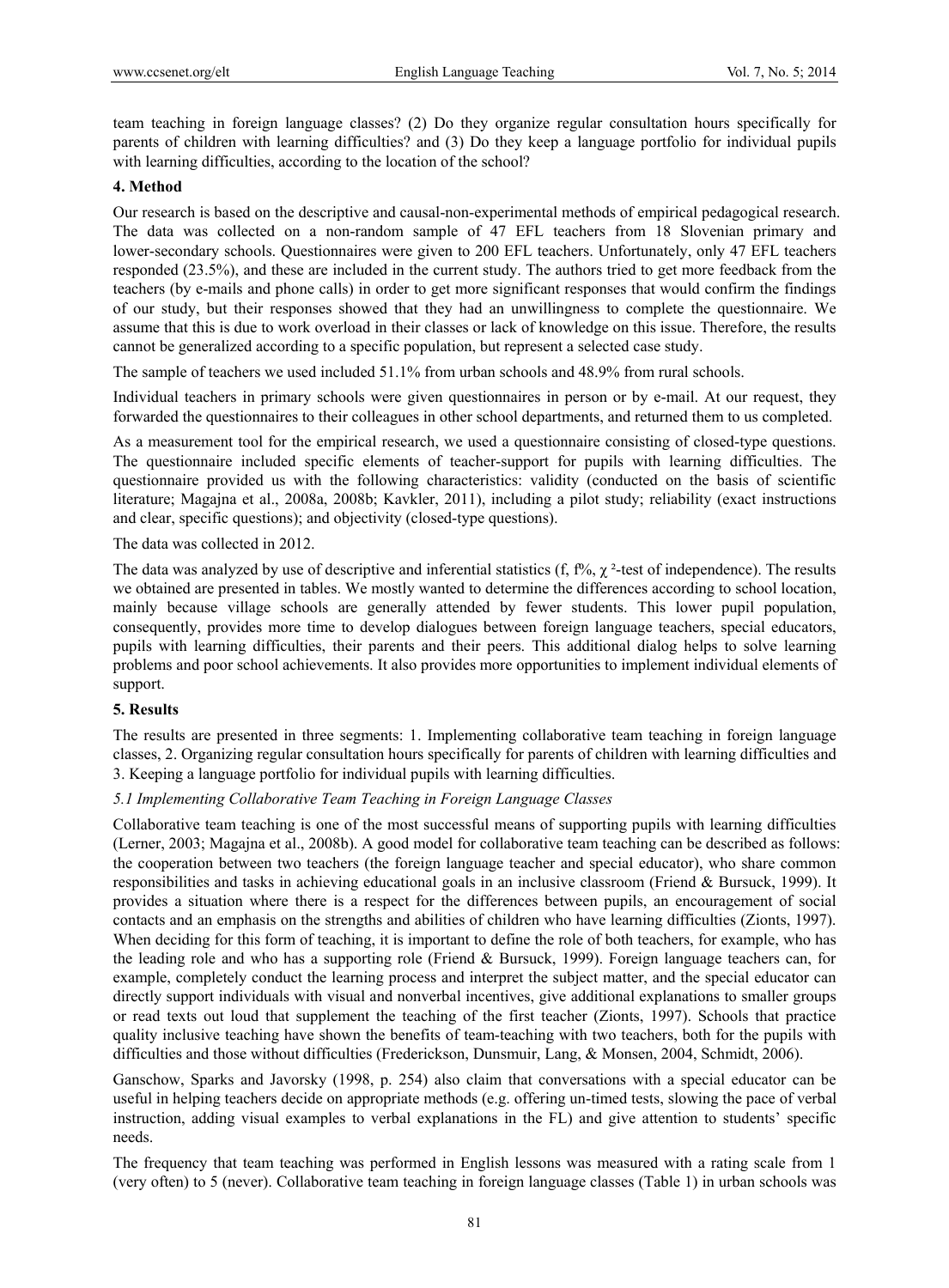team teaching in foreign language classes? (2) Do they organize regular consultation hours specifically for parents of children with learning difficulties? and (3) Do they keep a language portfolio for individual pupils with learning difficulties, according to the location of the school?

## 4. Method

Our research is based on the descriptive and causal-non-experimental methods of empirical pedagogical research. The data was collected on a non-random sample of 47 EFL teachers from 18 Slovenian primary and lower-secondary schools. Questionnaires were given to 200 EFL teachers. Unfortunately, only 47 EFL teachers responded (23.5%), and these are included in the current study. The authors tried to get more feedback from the teachers (by e-mails and phone calls) in order to get more significant responses that would confirm the findings of our study, but their responses showed that they had an unwillingness to complete the questionnaire. We assume that this is due to work overload in their classes or lack of knowledge on this issue. Therefore, the results cannot be generalized according to a specific population, but represent a selected case study.

The sample of teachers we used included 51.1% from urban schools and 48.9% from rural schools.

Individual teachers in primary schools were given questionnaires in person or by e-mail. At our request, they forwarded the questionnaires to their colleagues in other school departments, and returned them to us completed.

As a measurement tool for the empirical research, we used a questionnaire consisting of closed-type questions. The questionnaire included specific elements of teacher-support for pupils with learning difficulties. The questionnaire provided us with the following characteristics: validity (conducted on the basis of scientific literature; Magajna et al., 2008a, 2008b; Kavkler, 2011), including a pilot study; reliability (exact instructions and clear, specific questions); and objectivity (closed-type questions).

The data was collected in 2012.

The data was analyzed by use of descriptive and inferential statistics (f, f%, $\chi^2$-test of independence). The results we obtained are presented in tables. We mostly wanted to determine the differences according to school location, mainly because village schools are generally attended by fewer students. This lower pupil population, consequently, provides more time to develop dialogues between foreign language teachers, special educators, pupils with learning difficulties, their parents and their peers. This additional dialog helps to solve learning problems and poor school achievements. It also provides more opportunities to implement individual elements of support.

## 5. Results

The results are presented in three segments: 1. Implementing collaborative team teaching in foreign language classes, 2. Organizing regular consultation hours specifically for parents of children with learning difficulties and 3. Keeping a language portfolio for individual pupils with learning difficulties.

### *5.1 Implementing Collaborative Team Teaching in Foreign Language Classes*

Collaborative team teaching is one of the most successful means of supporting pupils with learning difficulties (Lerner, 2003; Magajna et al., 2008b). A good model for collaborative team teaching can be described as follows: the cooperation between two teachers (the foreign language teacher and special educator), who share common responsibilities and tasks in achieving educational goals in an inclusive classroom (Friend & Bursuck, 1999). It provides a situation where there is a respect for the differences between pupils, an encouragement of social contacts and an emphasis on the strengths and abilities of children who have learning difficulties (Zionts, 1997). When deciding for this form of teaching, it is important to define the role of both teachers, for example, who has the leading role and who has a supporting role (Friend & Bursuck, 1999). Foreign language teachers can, for example, completely conduct the learning process and interpret the subject matter, and the special educator can directly support individuals with visual and nonverbal incentives, give additional explanations to smaller groups or read texts out loud that supplement the teaching of the first teacher (Zionts, 1997). Schools that practice quality inclusive teaching have shown the benefits of team-teaching with two teachers, both for the pupils with difficulties and those without difficulties (Frederickson, Dunsmuir, Lang, & Monsen, 2004, Schmidt, 2006).

Ganschow, Sparks and Javorsky (1998, p. 254) also claim that conversations with a special educator can be useful in helping teachers decide on appropriate methods (e.g. offering un-timed tests, slowing the pace of verbal instruction, adding visual examples to verbal explanations in the FL) and give attention to students' specific needs.

The frequency that team teaching was performed in English lessons was measured with a rating scale from 1 (very often) to 5 (never). Collaborative team teaching in foreign language classes (Table 1) in urban schools was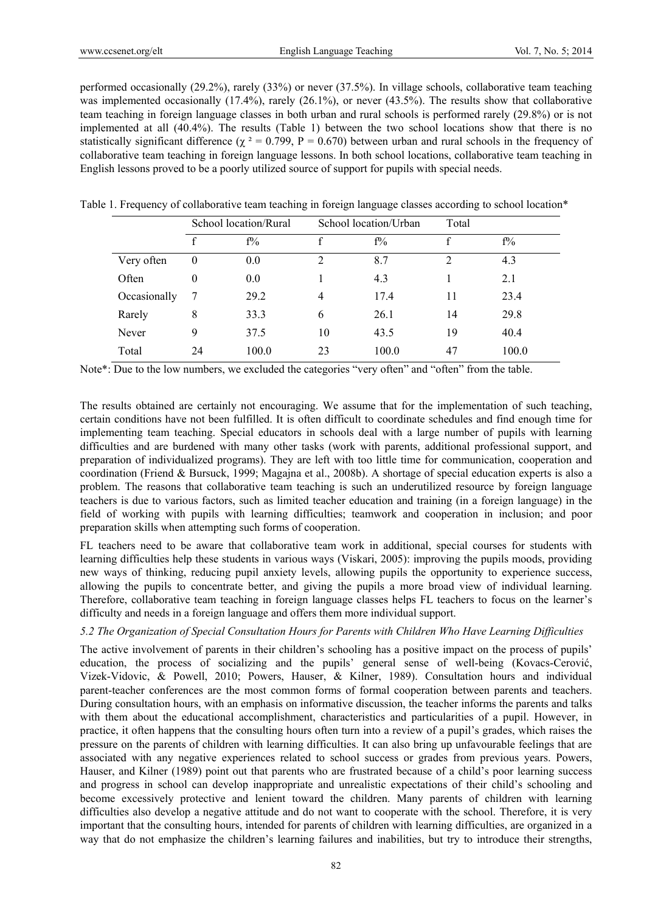performed occasionally (29.2%), rarely (33%) or never (37.5%). In village schools, collaborative team teaching was implemented occasionally (17.4%), rarely (26.1%), or never (43.5%). The results show that collaborative team teaching in foreign language classes in both urban and rural schools is performed rarely (29.8%) or is not implemented at all (40.4%). The results (Table 1) between the two school locations show that there is no statistically significant difference ($\chi^2 = 0.799$, $P = 0.670$) between urban and rural schools in the frequency of collaborative team teaching in foreign language lessons. In both school locations, collaborative team teaching in English lessons proved to be a poorly utilized source of support for pupils with special needs.

Table 1. Frequency of collaborative team teaching in foreign language classes according to school location*

| | School location/Rural | | School location/Urban | | Total | |
|---|---|---|---|---|---|---|
| | f | f% | f | f% | f | f% |
| Very often | 0 | 0.0 | 2 | 8.7 | 2 | 4.3 |
| Often | 0 | 0.0 | 1 | 4.3 | 1 | 2.1 |
| Occasionally | 7 | 29.2 | 4 | 17.4 | 11 | 23.4 |
| Rarely | 8 | 33.3 | 6 | 26.1 | 14 | 29.8 |
| Never | 9 | 37.5 | 10 | 43.5 | 19 | 40.4 |
| Total | 24 | 100.0 | 23 | 100.0 | 47 | 100.0 |

Note*: Due to the low numbers, we excluded the categories "very often" and "often" from the table.

The results obtained are certainly not encouraging. We assume that for the implementation of such teaching, certain conditions have not been fulfilled. It is often difficult to coordinate schedules and find enough time for implementing team teaching. Special educators in schools deal with a large number of pupils with learning difficulties and are burdened with many other tasks (work with parents, additional professional support, and preparation of individualized programs). They are left with too little time for communication, cooperation and coordination (Friend & Bursuck, 1999; Magajna et al., 2008b). A shortage of special education experts is also a problem. The reasons that collaborative team teaching is such an underutilized resource by foreign language teachers is due to various factors, such as limited teacher education and training (in a foreign language) in the field of working with pupils with learning difficulties; teamwork and cooperation in inclusion; and poor preparation skills when attempting such forms of cooperation.

FL teachers need to be aware that collaborative team work in additional, special courses for students with learning difficulties help these students in various ways (Viskari, 2005): improving the pupils moods, providing new ways of thinking, reducing pupil anxiety levels, allowing pupils the opportunity to experience success, allowing the pupils to concentrate better, and giving the pupils a more broad view of individual learning. Therefore, collaborative team teaching in foreign language classes helps FL teachers to focus on the learner's difficulty and needs in a foreign language and offers them more individual support.

### *5.2 The Organization of Special Consultation Hours for Parents with Children Who Have Learning Difficulties*

The active involvement of parents in their children's schooling has a positive impact on the process of pupils' education, the process of socializing and the pupils' general sense of well-being (Kovacs-Cerović, Vizek-Vidovic, & Powell, 2010; Powers, Hauser, & Kilner, 1989). Consultation hours and individual parent-teacher conferences are the most common forms of formal cooperation between parents and teachers. During consultation hours, with an emphasis on informative discussion, the teacher informs the parents and talks with them about the educational accomplishment, characteristics and particularities of a pupil. However, in practice, it often happens that the consulting hours often turn into a review of a pupil's grades, which raises the pressure on the parents of children with learning difficulties. It can also bring up unfavourable feelings that are associated with any negative experiences related to school success or grades from previous years. Powers, Hauser, and Kilner (1989) point out that parents who are frustrated because of a child's poor learning success and progress in school can develop inappropriate and unrealistic expectations of their child's schooling and become excessively protective and lenient toward the children. Many parents of children with learning difficulties also develop a negative attitude and do not want to cooperate with the school. Therefore, it is very important that the consulting hours, intended for parents of children with learning difficulties, are organized in a way that do not emphasize the children's learning failures and inabilities, but try to introduce their strengths,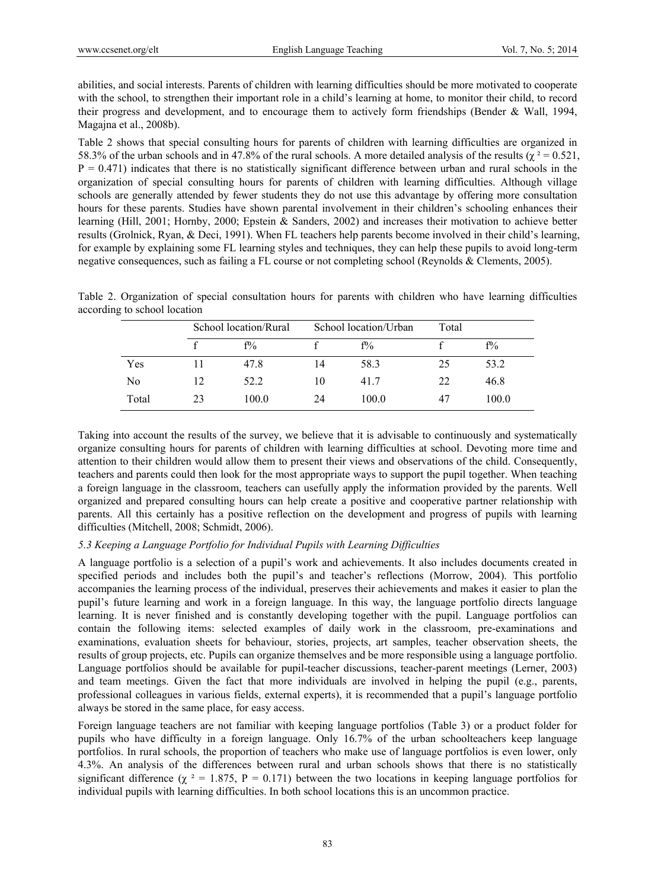abilities, and social interests. Parents of children with learning difficulties should be more motivated to cooperate with the school, to strengthen their important role in a child's learning at home, to monitor their child, to record their progress and development, and to encourage them to actively form friendships (Bender & Wall, 1994, Magajna et al., 2008b).

Table 2 shows that special consulting hours for parents of children with learning difficulties are organized in 58.3% of the urban schools and in 47.8% of the rural schools. A more detailed analysis of the results ($\chi^2 = 0.521$, $P = 0.471$) indicates that there is no statistically significant difference between urban and rural schools in the organization of special consulting hours for parents of children with learning difficulties. Although village schools are generally attended by fewer students they do not use this advantage by offering more consultation hours for these parents. Studies have shown parental involvement in their children's schooling enhances their learning (Hill, 2001; Hornby, 2000; Epstein & Sanders, 2002) and increases their motivation to achieve better results (Grolnick, Ryan, & Deci, 1991). When FL teachers help parents become involved in their child's learning, for example by explaining some FL learning styles and techniques, they can help these pupils to avoid long-term negative consequences, such as failing a FL course or not completing school (Reynolds & Clements, 2005).

Table 2. Organization of special consultation hours for parents with children who have learning difficulties according to school location

| | School location/Rural | | School location/Urban | | Total | |
|---|---|---|---|---|---|---|
| | f | f% | f | f% | f | f% |
| Yes | 11 | 47.8 | 14 | 58.3 | 25 | 53.2 |
| No | 12 | 52.2 | 10 | 41.7 | 22 | 46.8 |
| Total | 23 | 100.0 | 24 | 100.0 | 47 | 100.0 |

Taking into account the results of the survey, we believe that it is advisable to continuously and systematically organize consulting hours for parents of children with learning difficulties at school. Devoting more time and attention to their children would allow them to present their views and observations of the child. Consequently, teachers and parents could then look for the most appropriate ways to support the pupil together. When teaching a foreign language in the classroom, teachers can usefully apply the information provided by the parents. Well organized and prepared consulting hours can help create a positive and cooperative partner relationship with parents. All this certainly has a positive reflection on the development and progress of pupils with learning difficulties (Mitchell, 2008; Schmidt, 2006).

### *5.3 Keeping a Language Portfolio for Individual Pupils with Learning Difficulties*

A language portfolio is a selection of a pupil's work and achievements. It also includes documents created in specified periods and includes both the pupil's and teacher's reflections (Morrow, 2004). This portfolio accompanies the learning process of the individual, preserves their achievements and makes it easier to plan the pupil's future learning and work in a foreign language. In this way, the language portfolio directs language learning. It is never finished and is constantly developing together with the pupil. Language portfolios can contain the following items: selected examples of daily work in the classroom, pre-examinations and examinations, evaluation sheets for behaviour, stories, projects, art samples, teacher observation sheets, the results of group projects, etc. Pupils can organize themselves and be more responsible using a language portfolio. Language portfolios should be available for pupil-teacher discussions, teacher-parent meetings (Lerner, 2003) and team meetings. Given the fact that more individuals are involved in helping the pupil (e.g., parents, professional colleagues in various fields, external experts), it is recommended that a pupil's language portfolio always be stored in the same place, for easy access.

Foreign language teachers are not familiar with keeping language portfolios (Table 3) or a product folder for pupils who have difficulty in a foreign language. Only 16.7% of the urban schoolteachers keep language portfolios. In rural schools, the proportion of teachers who make use of language portfolios is even lower, only 4.3%. An analysis of the differences between rural and urban schools shows that there is no statistically significant difference ($\chi^2 = 1.875$, $P = 0.171$) between the two locations in keeping language portfolios for individual pupils with learning difficulties. In both school locations this is an uncommon practice.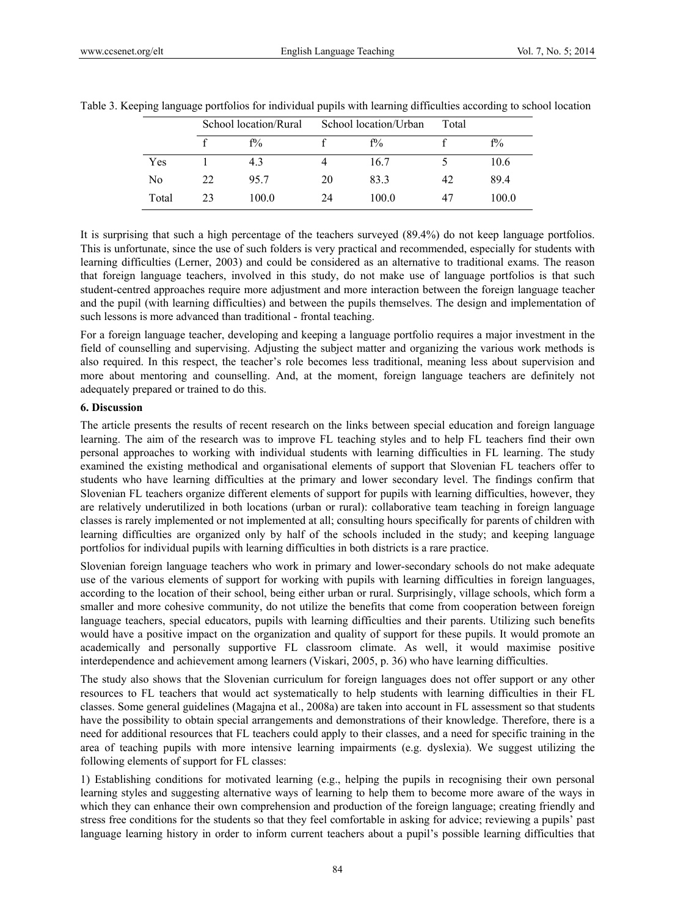Table 3. Keeping language portfolios for individual pupils with learning difficulties according to school location

| | School location/Rural | | School location/Urban | | Total | |
|---|---|---|---|---|---|---|
| | f | f% | f | f% | f | f% |
| Yes | 1 | 4.3 | 4 | 16.7 | 5 | 10.6 |
| No | 22 | 95.7 | 20 | 83.3 | 42 | 89.4 |
| Total | 23 | 100.0 | 24 | 100.0 | 47 | 100.0 |

It is surprising that such a high percentage of the teachers surveyed (89.4%) do not keep language portfolios. This is unfortunate, since the use of such folders is very practical and recommended, especially for students with learning difficulties (Lerner, 2003) and could be considered as an alternative to traditional exams. The reason that foreign language teachers, involved in this study, do not make use of language portfolios is that such student-centred approaches require more adjustment and more interaction between the foreign language teacher and the pupil (with learning difficulties) and between the pupils themselves. The design and implementation of such lessons is more advanced than traditional - frontal teaching.

For a foreign language teacher, developing and keeping a language portfolio requires a major investment in the field of counselling and supervising. Adjusting the subject matter and organizing the various work methods is also required. In this respect, the teacher's role becomes less traditional, meaning less about supervision and more about mentoring and counselling. And, at the moment, foreign language teachers are definitely not adequately prepared or trained to do this.

**6. Discussion**

The article presents the results of recent research on the links between special education and foreign language learning. The aim of the research was to improve FL teaching styles and to help FL teachers find their own personal approaches to working with individual students with learning difficulties in FL learning. The study examined the existing methodical and organisational elements of support that Slovenian FL teachers offer to students who have learning difficulties at the primary and lower secondary level. The findings confirm that Slovenian FL teachers organize different elements of support for pupils with learning difficulties, however, they are relatively underutilized in both locations (urban or rural): collaborative team teaching in foreign language classes is rarely implemented or not implemented at all; consulting hours specifically for parents of children with learning difficulties are organized only by half of the schools included in the study; and keeping language portfolios for individual pupils with learning difficulties in both districts is a rare practice.

Slovenian foreign language teachers who work in primary and lower-secondary schools do not make adequate use of the various elements of support for working with pupils with learning difficulties in foreign languages, according to the location of their school, being either urban or rural. Surprisingly, village schools, which form a smaller and more cohesive community, do not utilize the benefits that come from cooperation between foreign language teachers, special educators, pupils with learning difficulties and their parents. Utilizing such benefits would have a positive impact on the organization and quality of support for these pupils. It would promote an academically and personally supportive FL classroom climate. As well, it would maximise positive interdependence and achievement among learners (Viskari, 2005, p. 36) who have learning difficulties.

The study also shows that the Slovenian curriculum for foreign languages does not offer support or any other resources to FL teachers that would act systematically to help students with learning difficulties in their FL classes. Some general guidelines (Magajna et al., 2008a) are taken into account in FL assessment so that students have the possibility to obtain special arrangements and demonstrations of their knowledge. Therefore, there is a need for additional resources that FL teachers could apply to their classes, and a need for specific training in the area of teaching pupils with more intensive learning impairments (e.g. dyslexia). We suggest utilizing the following elements of support for FL classes:

1) Establishing conditions for motivated learning (e.g., helping the pupils in recognising their own personal learning styles and suggesting alternative ways of learning to help them to become more aware of the ways in which they can enhance their own comprehension and production of the foreign language; creating friendly and stress free conditions for the students so that they feel comfortable in asking for advice; reviewing a pupils' past language learning history in order to inform current teachers about a pupil's possible learning difficulties that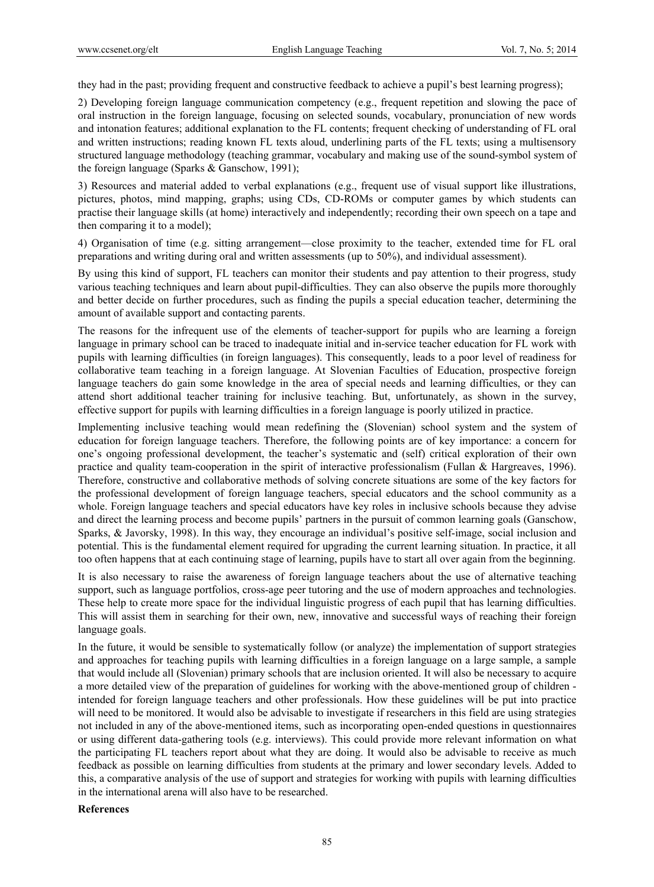they had in the past; providing frequent and constructive feedback to achieve a pupil's best learning progress);

2) Developing foreign language communication competency (e.g., frequent repetition and slowing the pace of oral instruction in the foreign language, focusing on selected sounds, vocabulary, pronunciation of new words and intonation features; additional explanation to the FL contents; frequent checking of understanding of FL oral and written instructions; reading known FL texts aloud, underlining parts of the FL texts; using a multisensory structured language methodology (teaching grammar, vocabulary and making use of the sound-symbol system of the foreign language (Sparks & Ganschow, 1991);

3) Resources and material added to verbal explanations (e.g., frequent use of visual support like illustrations, pictures, photos, mind mapping, graphs; using CDs, CD-ROMs or computer games by which students can practise their language skills (at home) interactively and independently; recording their own speech on a tape and then comparing it to a model);

4) Organisation of time (e.g. sitting arrangement—close proximity to the teacher, extended time for FL oral preparations and writing during oral and written assessments (up to 50%), and individual assessment).

By using this kind of support, FL teachers can monitor their students and pay attention to their progress, study various teaching techniques and learn about pupil-difficulties. They can also observe the pupils more thoroughly and better decide on further procedures, such as finding the pupils a special education teacher, determining the amount of available support and contacting parents.

The reasons for the infrequent use of the elements of teacher-support for pupils who are learning a foreign language in primary school can be traced to inadequate initial and in-service teacher education for FL work with pupils with learning difficulties (in foreign languages). This consequently, leads to a poor level of readiness for collaborative team teaching in a foreign language. At Slovenian Faculties of Education, prospective foreign language teachers do gain some knowledge in the area of special needs and learning difficulties, or they can attend short additional teacher training for inclusive teaching. But, unfortunately, as shown in the survey, effective support for pupils with learning difficulties in a foreign language is poorly utilized in practice.

Implementing inclusive teaching would mean redefining the (Slovenian) school system and the system of education for foreign language teachers. Therefore, the following points are of key importance: a concern for one's ongoing professional development, the teacher's systematic and (self) critical exploration of their own practice and quality team-cooperation in the spirit of interactive professionalism (Fullan & Hargreaves, 1996). Therefore, constructive and collaborative methods of solving concrete situations are some of the key factors for the professional development of foreign language teachers, special educators and the school community as a whole. Foreign language teachers and special educators have key roles in inclusive schools because they advise and direct the learning process and become pupils' partners in the pursuit of common learning goals (Ganschow, Sparks, & Javorsky, 1998). In this way, they encourage an individual's positive self-image, social inclusion and potential. This is the fundamental element required for upgrading the current learning situation. In practice, it all too often happens that at each continuing stage of learning, pupils have to start all over again from the beginning.

It is also necessary to raise the awareness of foreign language teachers about the use of alternative teaching support, such as language portfolios, cross-age peer tutoring and the use of modern approaches and technologies. These help to create more space for the individual linguistic progress of each pupil that has learning difficulties. This will assist them in searching for their own, new, innovative and successful ways of reaching their foreign language goals.

In the future, it would be sensible to systematically follow (or analyze) the implementation of support strategies and approaches for teaching pupils with learning difficulties in a foreign language on a large sample, a sample that would include all (Slovenian) primary schools that are inclusion oriented. It will also be necessary to acquire a more detailed view of the preparation of guidelines for working with the above-mentioned group of children - intended for foreign language teachers and other professionals. How these guidelines will be put into practice will need to be monitored. It would also be advisable to investigate if researchers in this field are using strategies not included in any of the above-mentioned items, such as incorporating open-ended questions in questionnaires or using different data-gathering tools (e.g. interviews). This could provide more relevant information on what the participating FL teachers report about what they are doing. It would also be advisable to receive as much feedback as possible on learning difficulties from students at the primary and lower secondary levels. Added to this, a comparative analysis of the use of support and strategies for working with pupils with learning difficulties in the international arena will also have to be researched.

**References**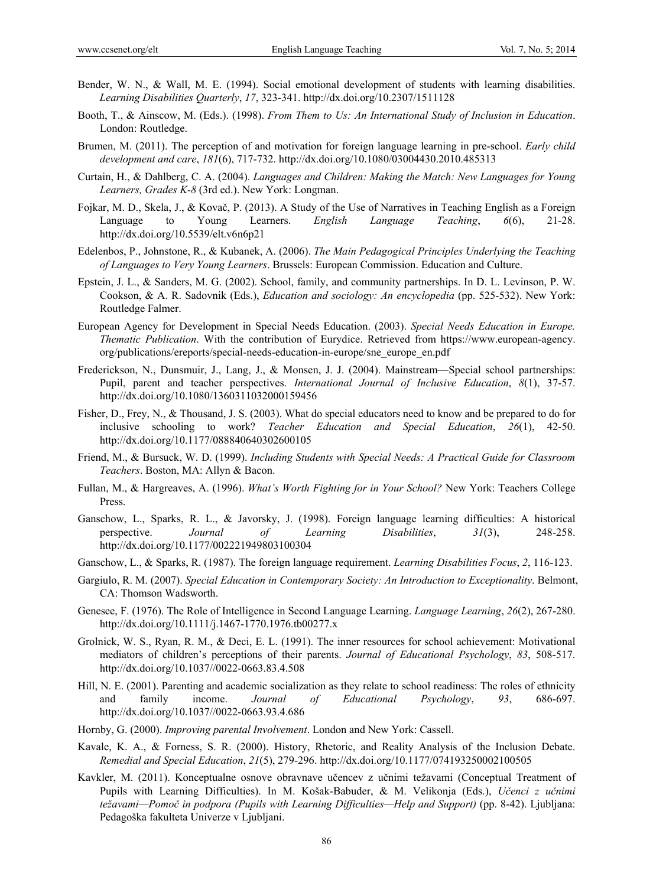Bender, W. N., & Wall, M. E. (1994). Social emotional development of students with learning disabilities. *Learning Disabilities Quarterly*, *17*, 323-341. http://dx.doi.org/10.2307/1511128

Booth, T., & Ainscow, M. (Eds.). (1998). *From Them to Us: An International Study of Inclusion in Education*. London: Routledge.

Brumen, M. (2011). The perception of and motivation for foreign language learning in pre-school. *Early child development and care*, *181*(6), 717-732. http://dx.doi.org/10.1080/03004430.2010.485313

Curtain, H., & Dahlberg, C. A. (2004). *Languages and Children: Making the Match: New Languages for Young Learners, Grades K-8* (3rd ed.). New York: Longman.

Fojkar, M. D., Skela, J., & Kovač, P. (2013). A Study of the Use of Narratives in Teaching English as a Foreign Language to Young Learners. *English Language Teaching*, *6*(6), 21-28. http://dx.doi.org/10.5539/elt.v6n6p21

Edelenbos, P., Johnstone, R., & Kubanek, A. (2006). *The Main Pedagogical Principles Underlying the Teaching of Languages to Very Young Learners*. Brussels: European Commission. Education and Culture.

Epstein, J. L., & Sanders, M. G. (2002). School, family, and community partnerships. In D. L. Levinson, P. W. Cookson, & A. R. Sadovnik (Eds.), *Education and sociology: An encyclopedia* (pp. 525-532). New York: Routledge Falmer.

European Agency for Development in Special Needs Education. (2003). *Special Needs Education in Europe. Thematic Publication*. With the contribution of Eurydice. Retrieved from https://www.european-agency.org/publications/ereports/special-needs-education-in-europe/sne_europe_en.pdf

Frederickson, N., Dunsmuir, J., Lang, J., & Monsen, J. J. (2004). Mainstream—Special school partnerships: Pupil, parent and teacher perspectives. *International Journal of Inclusive Education*, *8*(1), 37-57. http://dx.doi.org/10.1080/1360311032000159456

Fisher, D., Frey, N., & Thousand, J. S. (2003). What do special educators need to know and be prepared to do for inclusive schooling to work? *Teacher Education and Special Education*, *26*(1), 42-50. http://dx.doi.org/10.1177/088840640302600105

Friend, M., & Bursuck, W. D. (1999). *Including Students with Special Needs: A Practical Guide for Classroom Teachers*. Boston, MA: Allyn & Bacon.

Fullan, M., & Hargreaves, A. (1996). *What's Worth Fighting for in Your School?* New York: Teachers College Press.

Ganschow, L., Sparks, R. L., & Javorsky, J. (1998). Foreign language learning difficulties: A historical perspective. *Journal of Learning Disabilities*, *31*(3), 248-258. http://dx.doi.org/10.1177/002221949803100304

Ganschow, L., & Sparks, R. (1987). The foreign language requirement. *Learning Disabilities Focus*, *2*, 116-123.

Gargiulo, R. M. (2007). *Special Education in Contemporary Society: An Introduction to Exceptionality*. Belmont, CA: Thomson Wadsworth.

Genesee, F. (1976). The Role of Intelligence in Second Language Learning. *Language Learning*, *26*(2), 267-280. http://dx.doi.org/10.1111/j.1467-1770.1976.tb00277.x

Grolnick, W. S., Ryan, R. M., & Deci, E. L. (1991). The inner resources for school achievement: Motivational mediators of children's perceptions of their parents. *Journal of Educational Psychology*, *83*, 508-517. http://dx.doi.org/10.1037//0022-0663.83.4.508

Hill, N. E. (2001). Parenting and academic socialization as they relate to school readiness: The roles of ethnicity and family income. *Journal of Educational Psychology*, *93*, 686-697. http://dx.doi.org/10.1037//0022-0663.93.4.686

Hornby, G. (2000). *Improving parental Involvement*. London and New York: Cassell.

Kavale, K. A., & Forness, S. R. (2000). History, Rhetoric, and Reality Analysis of the Inclusion Debate. *Remedial and Special Education*, *21*(5), 279-296. http://dx.doi.org/10.1177/074193250002100505

Kavkler, M. (2011). Konceptualne osnove obravnave učencev z učnimi težavami (Conceptual Treatment of Pupils with Learning Difficulties). In M. Košak-Babuder, & M. Velikonja (Eds.), *Učenci z učnimi težavami—Pomoč in podpora (Pupils with Learning Difficulties—Help and Support)* (pp. 8-42). Ljubljana: Pedagoška fakulteta Univerze v Ljubljani.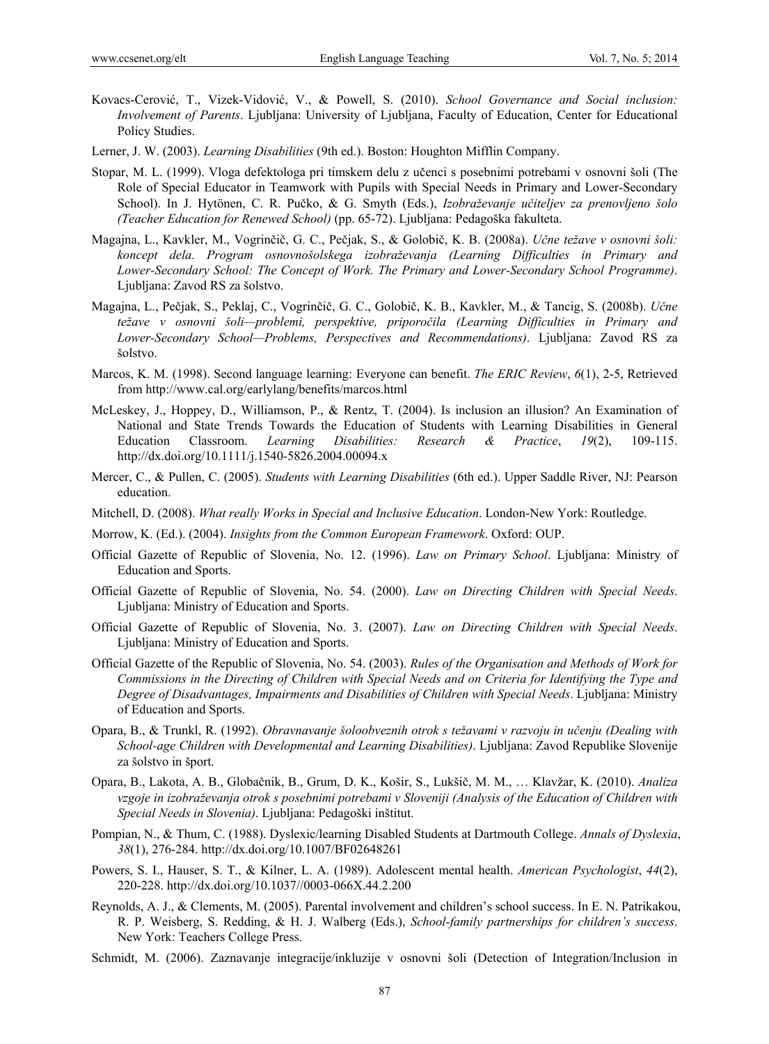Kovacs-Cerović, T., Vizek-Vidović, V., & Powell, S. (2010). *School Governance and Social inclusion: Involvement of Parents*. Ljubljana: University of Ljubljana, Faculty of Education, Center for Educational Policy Studies.

Lerner, J. W. (2003). *Learning Disabilities* (9th ed.). Boston: Houghton Mifflin Company.

Stopar, M. L. (1999). Vloga defektologa pri timskem delu z učenci s posebnimi potrebami v osnovni šoli (The Role of Special Educator in Teamwork with Pupils with Special Needs in Primary and Lower-Secondary School). In J. Hytönen, C. R. Pučko, & G. Smyth (Eds.), *Izobraževanje učiteljev za prenovljeno šolo (Teacher Education for Renewed School)* (pp. 65-72). Ljubljana: Pedagoška fakulteta.

Magajna, L., Kavkler, M., Vogrinčič, G. C., Pečjak, S., & Golobič, K. B. (2008a). *Učne težave v osnovni šoli: koncept dela. Program osnovnošolskega izobraževanja (Learning Difficulties in Primary and Lower-Secondary School: The Concept of Work. The Primary and Lower-Secondary School Programme)*. Ljubljana: Zavod RS za šolstvo.

Magajna, L., Pečjak, S., Peklaj, C., Vogrinčič, G. C., Golobič, K. B., Kavkler, M., & Tancig, S. (2008b). *Učne težave v osnovni šoli—problemi, perspektive, priporočila (Learning Difficulties in Primary and Lower-Secondary School—Problems, Perspectives and Recommendations)*. Ljubljana: Zavod RS za šolstvo.

Marcos, K. M. (1998). Second language learning: Everyone can benefit. *The ERIC Review*, *6*(1), 2-5, Retrieved from http://www.cal.org/earlylang/benefits/marcos.html

McLeskey, J., Hoppey, D., Williamson, P., & Rentz, T. (2004). Is inclusion an illusion? An Examination of National and State Trends Towards the Education of Students with Learning Disabilities in General Education Classroom. *Learning Disabilities: Research & Practice*, *19*(2), 109-115. http://dx.doi.org/10.1111/j.1540-5826.2004.00094.x

Mercer, C., & Pullen, C. (2005). *Students with Learning Disabilities* (6th ed.). Upper Saddle River, NJ: Pearson education.

Mitchell, D. (2008). *What really Works in Special and Inclusive Education*. London-New York: Routledge.

Morrow, K. (Ed.). (2004). *Insights from the Common European Framework*. Oxford: OUP.

Official Gazette of Republic of Slovenia, No. 12. (1996). *Law on Primary School*. Ljubljana: Ministry of Education and Sports.

Official Gazette of Republic of Slovenia, No. 54. (2000). *Law on Directing Children with Special Needs*. Ljubljana: Ministry of Education and Sports.

Official Gazette of Republic of Slovenia, No. 3. (2007). *Law on Directing Children with Special Needs*. Ljubljana: Ministry of Education and Sports.

Official Gazette of the Republic of Slovenia, No. 54. (2003). *Rules of the Organisation and Methods of Work for Commissions in the Directing of Children with Special Needs and on Criteria for Identifying the Type and Degree of Disadvantages, Impairments and Disabilities of Children with Special Needs*. Ljubljana: Ministry of Education and Sports.

Opara, B., & Trunkl, R. (1992). *Obravnavanje šoloobveznih otrok s težavami v razvoju in učenju (Dealing with School-age Children with Developmental and Learning Disabilities)*. Ljubljana: Zavod Republike Slovenije za šolstvo in šport.

Opara, B., Lakota, A. B., Globačnik, B., Grum, D. K., Košir, S., Lukšič, M. M., … Klavžar, K. (2010). *Analiza vzgoje in izobraževanja otrok s posebnimi potrebami v Sloveniji (Analysis of the Education of Children with Special Needs in Slovenia)*. Ljubljana: Pedagoški inštitut.

Pompian, N., & Thum, C. (1988). Dyslexic/learning Disabled Students at Dartmouth College. *Annals of Dyslexia*, *38*(1), 276-284. http://dx.doi.org/10.1007/BF02648261

Powers, S. I., Hauser, S. T., & Kilner, L. A. (1989). Adolescent mental health. *American Psychologist*, *44*(2), 220-228. http://dx.doi.org/10.1037//0003-066X.44.2.200

Reynolds, A. J., & Clements, M. (2005). Parental involvement and children's school success. In E. N. Patrikakou, R. P. Weisberg, S. Redding, & H. J. Walberg (Eds.), *School-family partnerships for children's success*. New York: Teachers College Press.

Schmidt, M. (2006). Zaznavanje integracije/inkluzije v osnovni šoli (Detection of Integration/Inclusion in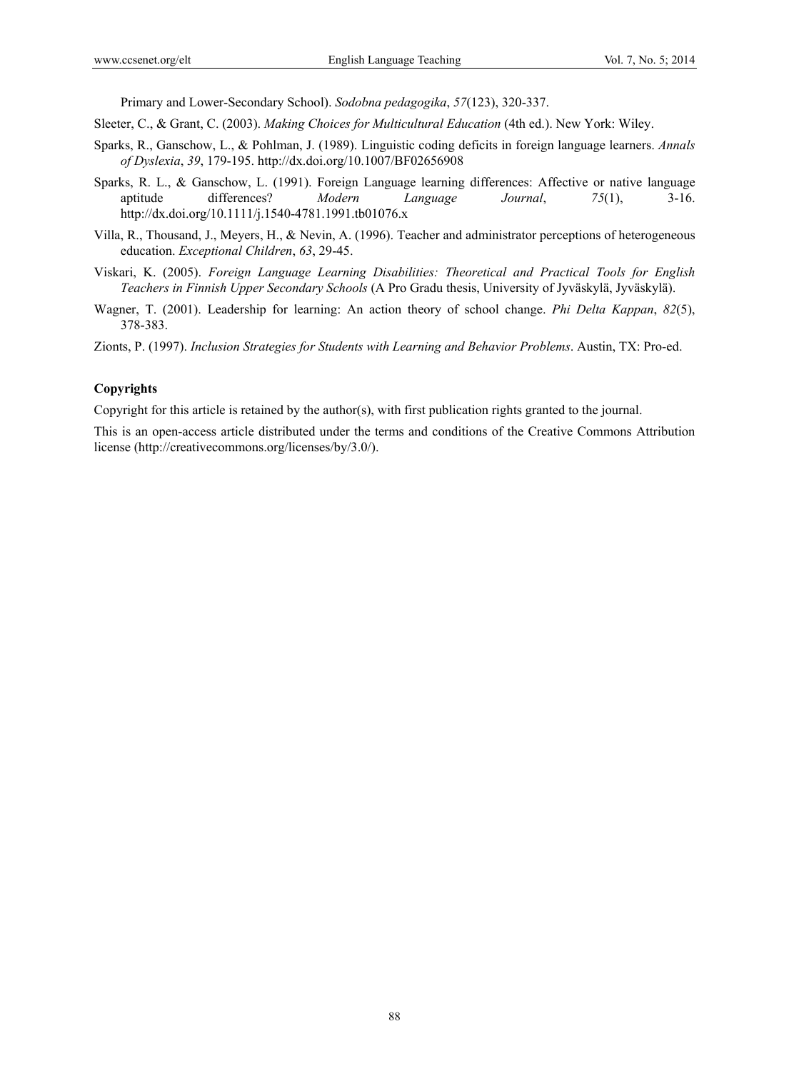Primary and Lower-Secondary School). *Sodobna pedagogika*, *57*(123), 320-337.

Sleeter, C., & Grant, C. (2003). *Making Choices for Multicultural Education* (4th ed.). New York: Wiley.

Sparks, R., Ganschow, L., & Pohlman, J. (1989). Linguistic coding deficits in foreign language learners. *Annals of Dyslexia*, *39*, 179-195. http://dx.doi.org/10.1007/BF02656908

Sparks, R. L., & Ganschow, L. (1991). Foreign Language learning differences: Affective or native language aptitude differences? *Modern Language Journal*, *75*(1), 3-16. http://dx.doi.org/10.1111/j.1540-4781.1991.tb01076.x

Villa, R., Thousand, J., Meyers, H., & Nevin, A. (1996). Teacher and administrator perceptions of heterogeneous education. *Exceptional Children*, *63*, 29-45.

Viskari, K. (2005). *Foreign Language Learning Disabilities: Theoretical and Practical Tools for English Teachers in Finnish Upper Secondary Schools* (A Pro Gradu thesis, University of Jyväskylä, Jyväskylä).

Wagner, T. (2001). Leadership for learning: An action theory of school change. *Phi Delta Kappan*, *82*(5), 378-383.

Zionts, P. (1997). *Inclusion Strategies for Students with Learning and Behavior Problems*. Austin, TX: Pro-ed.

**Copyrights**

Copyright for this article is retained by the author(s), with first publication rights granted to the journal.

This is an open-access article distributed under the terms and conditions of the Creative Commons Attribution license (http://creativecommons.org/licenses/by/3.0/).